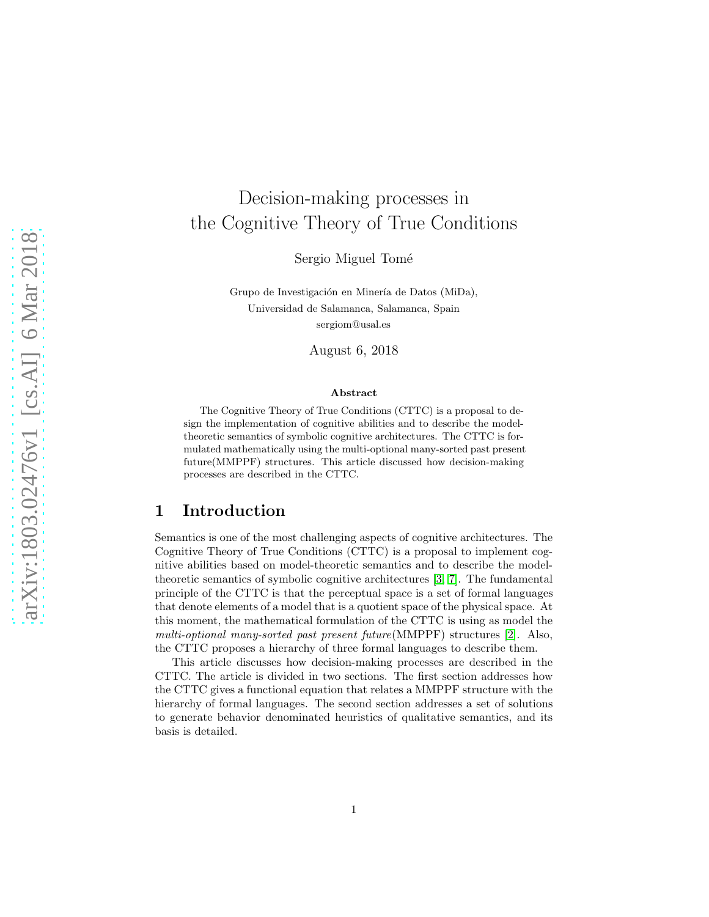# Decision-making processes in the Cognitive Theory of True Conditions

Sergio Miguel Tomé

Grupo de Investigación en Minería de Datos (MiDa),
Universidad de Salamanca, Salamanca, Spain
sergiom@usal.es

August 6, 2018

### Abstract

The Cognitive Theory of True Conditions (CTTC) is a proposal to design the implementation of cognitive abilities and to describe the model-theoretic semantics of symbolic cognitive architectures. The CTTC is formulated mathematically using the multi-optional many-sorted past present future(MMPPF) structures. This article discussed how decision-making processes are described in the CTTC.

## 1 Introduction

Semantics is one of the most challenging aspects of cognitive architectures. The Cognitive Theory of True Conditions (CTTC) is a proposal to implement cognitive abilities based on model-theoretic semantics and to describe the model-theoretic semantics of symbolic cognitive architectures [3, 7]. The fundamental principle of the CTTC is that the perceptual space is a set of formal languages that denote elements of a model that is a quotient space of the physical space. At this moment, the mathematical formulation of the CTTC is using as model the *multi-optional many-sorted past present future*(MMPPF) structures [2]. Also, the CTTC proposes a hierarchy of three formal languages to describe them.

This article discusses how decision-making processes are described in the CTTC. The article is divided in two sections. The first section addresses how the CTTC gives a functional equation that relates a MMPPF structure with the hierarchy of formal languages. The second section addresses a set of solutions to generate behavior denominated heuristics of qualitative semantics, and its basis is detailed.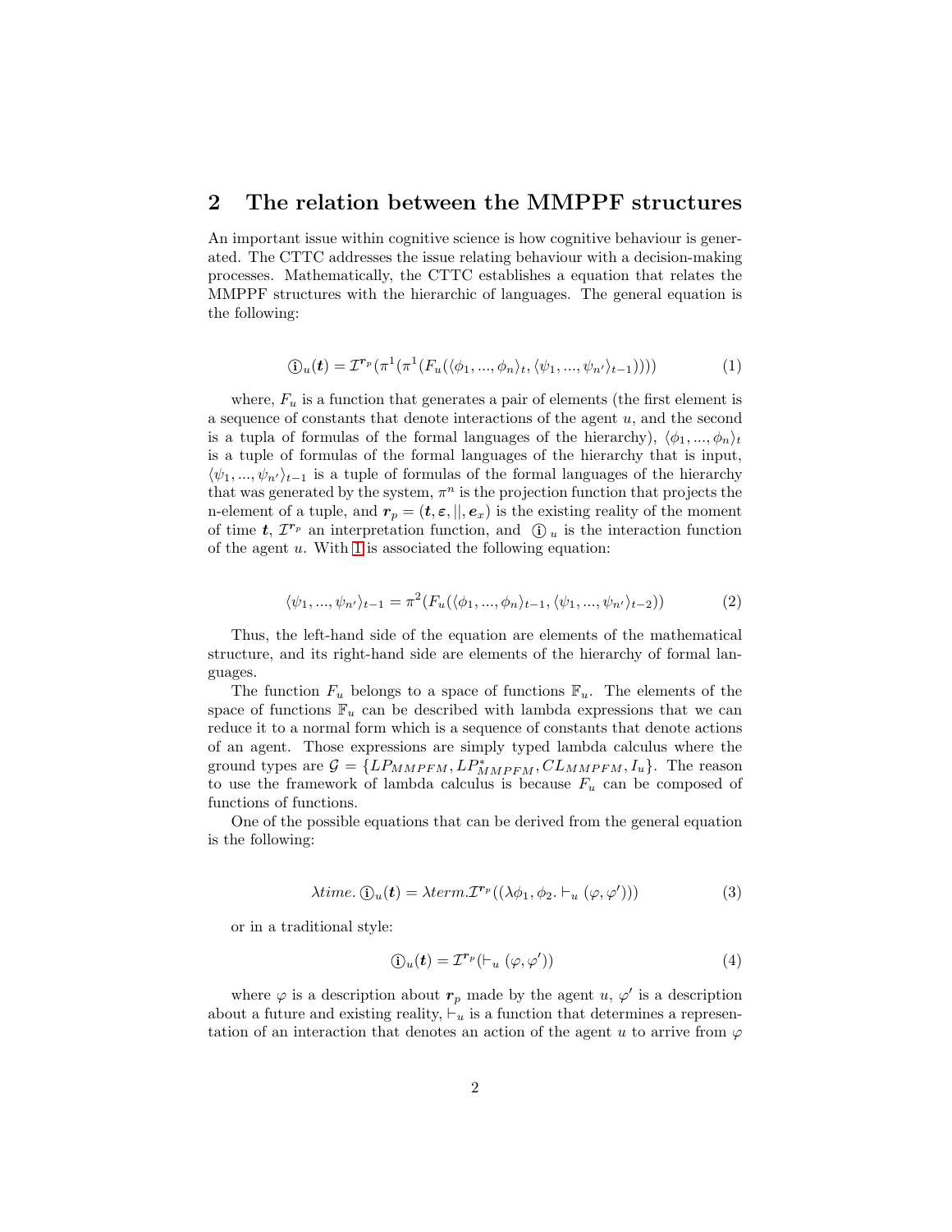## 2 The relation between the MMPPF structures

An important issue within cognitive science is how cognitive behaviour is generated. The CTTC addresses the issue relating behaviour with a decision-making processes. Mathematically, the CTTC establishes a equation that relates the MMPPF structures with the hierarchic of languages. The general equation is the following:

$$ⓘ_u(\boldsymbol{t}) = \mathcal{I}^{\boldsymbol{r}_p}(\pi^1(\pi^1(F_u(\langle\phi_1, ..., \phi_n\rangle_t, \langle\psi_1, ..., \psi_{n'}\rangle_{t-1})))) \tag{1}$$

where, $F_u$ is a function that generates a pair of elements (the first element is a sequence of constants that denote interactions of the agent $u$, and the second is a tupla of formulas of the formal languages of the hierarchy), $\langle\phi_1, ..., \phi_n\rangle_t$ is a tuple of formulas of the formal languages of the hierarchy that is input, $\langle\psi_1, ..., \psi_{n'}\rangle_{t-1}$ is a tuple of formulas of the formal languages of the hierarchy that was generated by the system, $\pi^n$ is the projection function that projects the n-element of a tuple, and $\boldsymbol{r}_p = (\boldsymbol{t}, \boldsymbol{\varepsilon}, ||, \boldsymbol{e}_x)$ is the existing reality of the moment of time $\boldsymbol{t}$, $\mathcal{I}^{\boldsymbol{r}_p}$ an interpretation function, and ⓘ$_u$ is the interaction function of the agent $u$. With 1 is associated the following equation:

$$\langle\psi_1, ..., \psi_{n'}\rangle_{t-1} = \pi^2(F_u(\langle\phi_1, ..., \phi_n\rangle_{t-1}, \langle\psi_1, ..., \psi_{n'}\rangle_{t-2})) \tag{2}$$

Thus, the left-hand side of the equation are elements of the mathematical structure, and its right-hand side are elements of the hierarchy of formal languages.

The function $F_u$ belongs to a space of functions $\mathbb{F}_u$. The elements of the space of functions $\mathbb{F}_u$ can be described with lambda expressions that we can reduce it to a normal form which is a sequence of constants that denote actions of an agent. Those expressions are simply typed lambda calculus where the ground types are $\mathcal{G} = \{LP_{MMPFM}, LP^*_{MMPFM}, CL_{MMPFM}, I_u\}$. The reason to use the framework of lambda calculus is because $F_u$ can be composed of functions of functions.

One of the possible equations that can be derived from the general equation is the following:

$$\lambda time.\, ⓘ_u(\boldsymbol{t}) = \lambda term.\mathcal{I}^{\boldsymbol{r}_p}((\lambda\phi_1, \phi_2. \vdash_u (\varphi, \varphi'))) \tag{3}$$

or in a traditional style:

$$ⓘ_u(\boldsymbol{t}) = \mathcal{I}^{\boldsymbol{r}_p}(\vdash_u (\varphi, \varphi')) \tag{4}$$

where $\varphi$ is a description about $\boldsymbol{r}_p$ made by the agent $u$, $\varphi'$ is a description about a future and existing reality, $\vdash_u$ is a function that determines a representation of an interaction that denotes an action of the agent $u$ to arrive from $\varphi$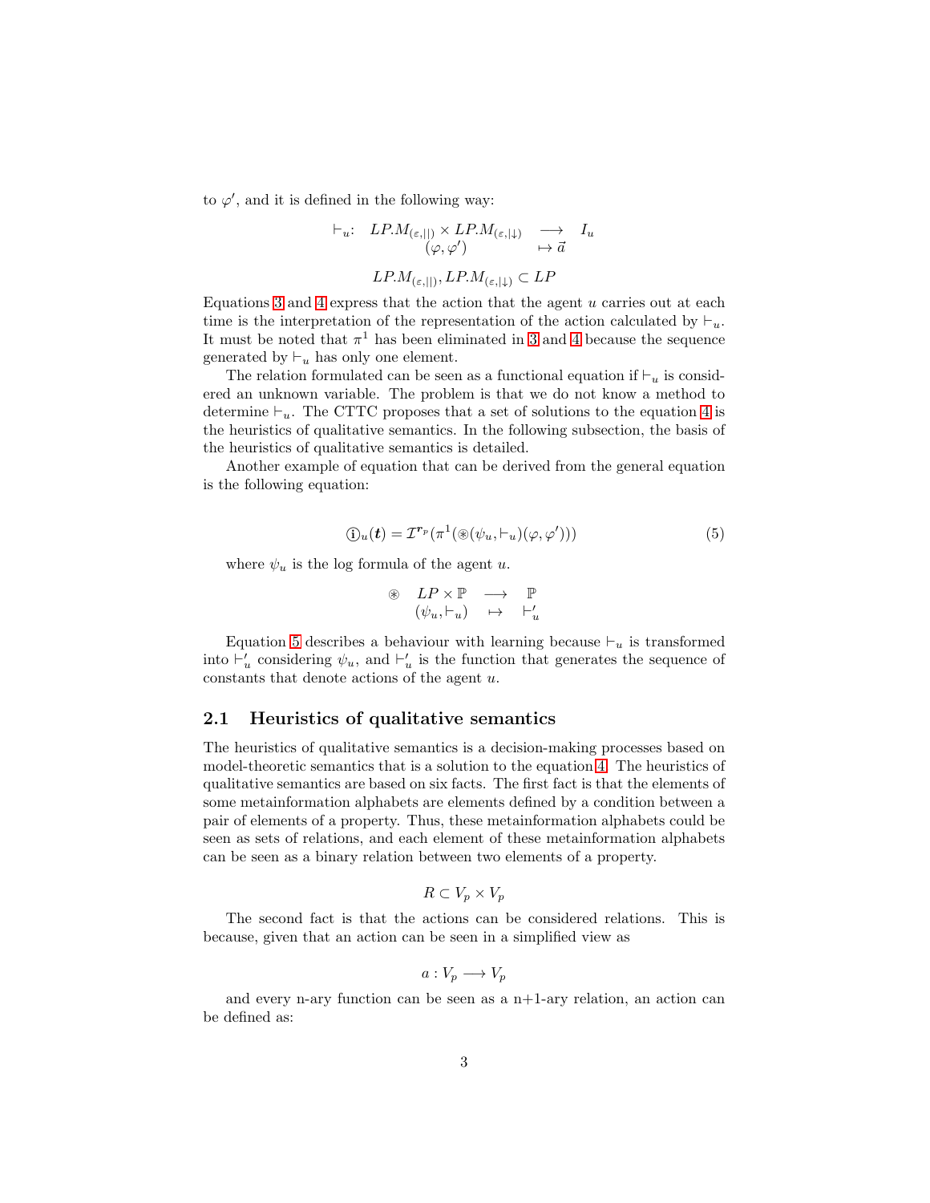to $\varphi'$, and it is defined in the following way:

$$\begin{array}{rccc} \vdash_u: & LP.M_{(\varepsilon,||)} \times LP.M_{(\varepsilon,|\downarrow)} & \longrightarrow & I_u \\ & (\varphi, \varphi') & \mapsto \vec{a} & \end{array}$$

$$LP.M_{(\varepsilon,||)}, LP.M_{(\varepsilon,|\downarrow)} \subset LP$$

Equations 3 and 4 express that the action that the agent $u$ carries out at each time is the interpretation of the representation of the action calculated by $\vdash_u$. It must be noted that $\pi^1$ has been eliminated in 3 and 4 because the sequence generated by $\vdash_u$ has only one element.

The relation formulated can be seen as a functional equation if $\vdash_u$ is considered an unknown variable. The problem is that we do not know a method to determine $\vdash_u$. The CTTC proposes that a set of solutions to the equation 4 is the heuristics of qualitative semantics. In the following subsection, the basis of the heuristics of qualitative semantics is detailed.

Another example of equation that can be derived from the general equation is the following equation:

$$\textcircled{i}_u(\boldsymbol{t}) = \mathcal{I}^{r_p}(\pi^1(\circledast(\psi_u, \vdash_u)(\varphi, \varphi'))) \tag{5}$$

where $\psi_u$ is the log formula of the agent $u$.

$$\begin{array}{cccc} \circledast & LP \times \mathbb{P} & \longrightarrow & \mathbb{P} \\ & (\psi_u, \vdash_u) & \mapsto & \vdash'_u \end{array}$$

Equation 5 describes a behaviour with learning because $\vdash_u$ is transformed into $\vdash'_u$ considering $\psi_u$, and $\vdash'_u$ is the function that generates the sequence of constants that denote actions of the agent $u$.

## 2.1 Heuristics of qualitative semantics

The heuristics of qualitative semantics is a decision-making processes based on model-theoretic semantics that is a solution to the equation 4. The heuristics of qualitative semantics are based on six facts. The first fact is that the elements of some metainformation alphabets are elements defined by a condition between a pair of elements of a property. Thus, these metainformation alphabets could be seen as sets of relations, and each element of these metainformation alphabets can be seen as a binary relation between two elements of a property.

$$R \subset V_p \times V_p$$

The second fact is that the actions can be considered relations. This is because, given that an action can be seen in a simplified view as

$$a : V_p \longrightarrow V_p$$

and every n-ary function can be seen as a n+1-ary relation, an action can be defined as: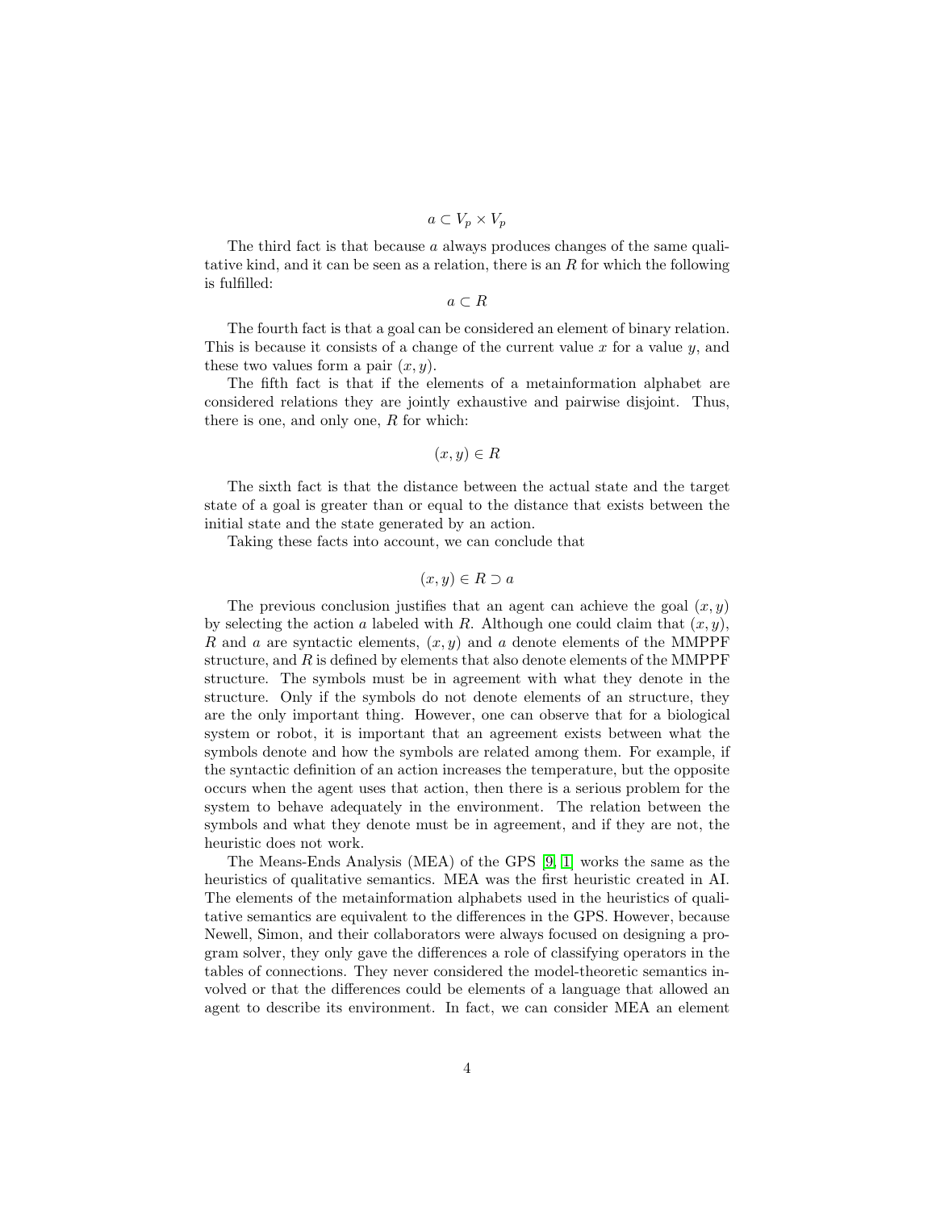$$a \subset V_p \times V_p$$

The third fact is that because $a$ always produces changes of the same qualitative kind, and it can be seen as a relation, there is an $R$ for which the following is fulfilled:

$$a \subset R$$

The fourth fact is that a goal can be considered an element of binary relation. This is because it consists of a change of the current value $x$ for a value $y$, and these two values form a pair $(x, y)$.

The fifth fact is that if the elements of a metainformation alphabet are considered relations they are jointly exhaustive and pairwise disjoint. Thus, there is one, and only one, $R$ for which:

$$(x, y) \in R$$

The sixth fact is that the distance between the actual state and the target state of a goal is greater than or equal to the distance that exists between the initial state and the state generated by an action.

Taking these facts into account, we can conclude that

$$(x, y) \in R \supset a$$

The previous conclusion justifies that an agent can achieve the goal $(x, y)$ by selecting the action $a$ labeled with $R$. Although one could claim that $(x, y)$, $R$ and $a$ are syntactic elements, $(x, y)$ and $a$ denote elements of the MMPPF structure, and $R$ is defined by elements that also denote elements of the MMPPF structure. The symbols must be in agreement with what they denote in the structure. Only if the symbols do not denote elements of an structure, they are the only important thing. However, one can observe that for a biological system or robot, it is important that an agreement exists between what the symbols denote and how the symbols are related among them. For example, if the syntactic definition of an action increases the temperature, but the opposite occurs when the agent uses that action, then there is a serious problem for the system to behave adequately in the environment. The relation between the symbols and what they denote must be in agreement, and if they are not, the heuristic does not work.

The Means-Ends Analysis (MEA) of the GPS [9, 1] works the same as the heuristics of qualitative semantics. MEA was the first heuristic created in AI. The elements of the metainformation alphabets used in the heuristics of qualitative semantics are equivalent to the differences in the GPS. However, because Newell, Simon, and their collaborators were always focused on designing a program solver, they only gave the differences a role of classifying operators in the tables of connections. They never considered the model-theoretic semantics involved or that the differences could be elements of a language that allowed an agent to describe its environment. In fact, we can consider MEA an element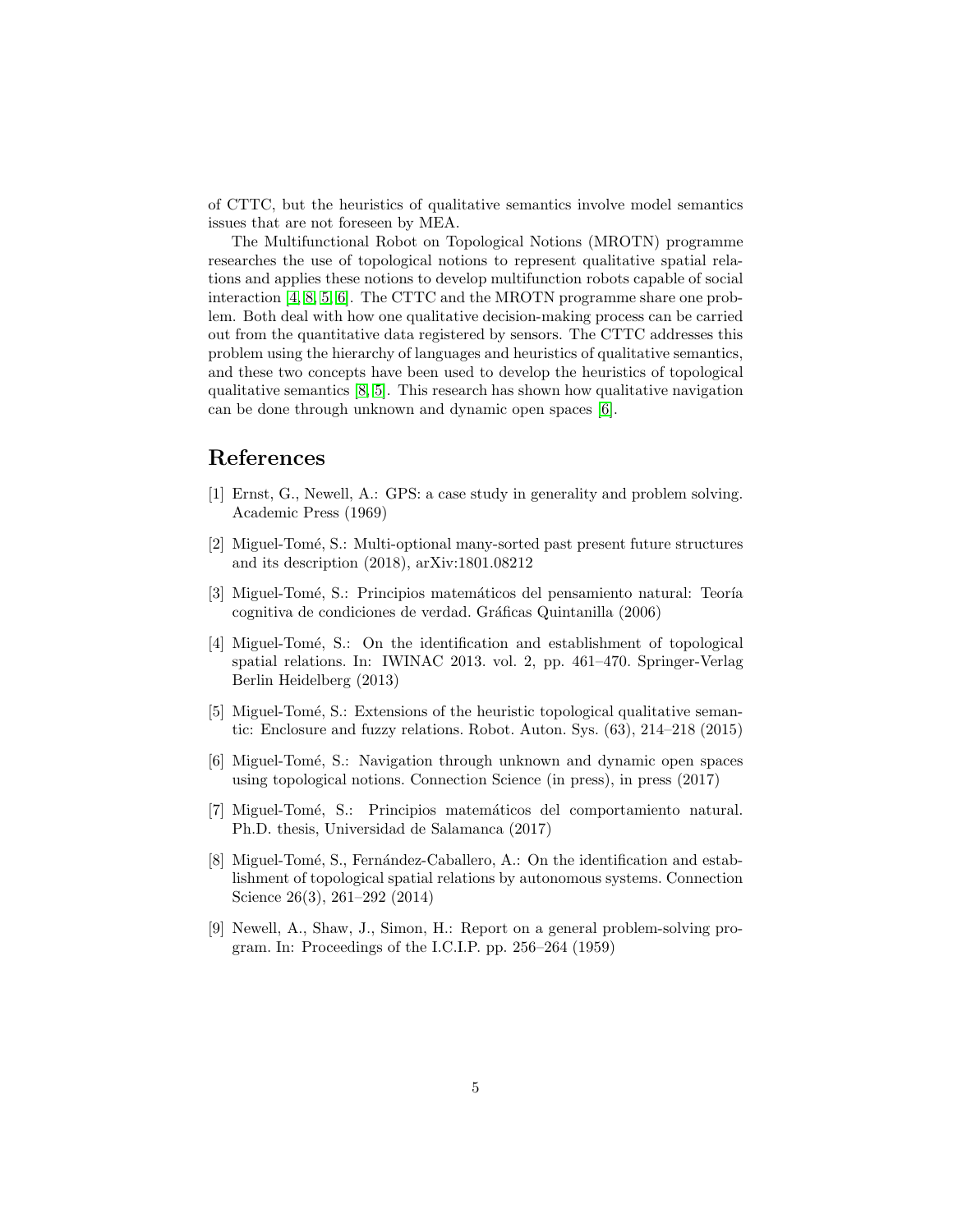of CTTC, but the heuristics of qualitative semantics involve model semantics issues that are not foreseen by MEA.

The Multifunctional Robot on Topological Notions (MROTN) programme researches the use of topological notions to represent qualitative spatial relations and applies these notions to develop multifunction robots capable of social interaction [4, 8, 5, 6]. The CTTC and the MROTN programme share one problem. Both deal with how one qualitative decision-making process can be carried out from the quantitative data registered by sensors. The CTTC addresses this problem using the hierarchy of languages and heuristics of qualitative semantics, and these two concepts have been used to develop the heuristics of topological qualitative semantics [8, 5]. This research has shown how qualitative navigation can be done through unknown and dynamic open spaces [6].

## References

[1] Ernst, G., Newell, A.: GPS: a case study in generality and problem solving. Academic Press (1969)

[2] Miguel-Tomé, S.: Multi-optional many-sorted past present future structures and its description (2018), arXiv:1801.08212

[3] Miguel-Tomé, S.: Principios matemáticos del pensamiento natural: Teoría cognitiva de condiciones de verdad. Gráficas Quintanilla (2006)

[4] Miguel-Tomé, S.: On the identification and establishment of topological spatial relations. In: IWINAC 2013. vol. 2, pp. 461–470. Springer-Verlag Berlin Heidelberg (2013)

[5] Miguel-Tomé, S.: Extensions of the heuristic topological qualitative semantic: Enclosure and fuzzy relations. Robot. Auton. Sys. (63), 214–218 (2015)

[6] Miguel-Tomé, S.: Navigation through unknown and dynamic open spaces using topological notions. Connection Science (in press), in press (2017)

[7] Miguel-Tomé, S.: Principios matemáticos del comportamiento natural. Ph.D. thesis, Universidad de Salamanca (2017)

[8] Miguel-Tomé, S., Fernández-Caballero, A.: On the identification and establishment of topological spatial relations by autonomous systems. Connection Science 26(3), 261–292 (2014)

[9] Newell, A., Shaw, J., Simon, H.: Report on a general problem-solving program. In: Proceedings of the I.C.I.P. pp. 256–264 (1959)